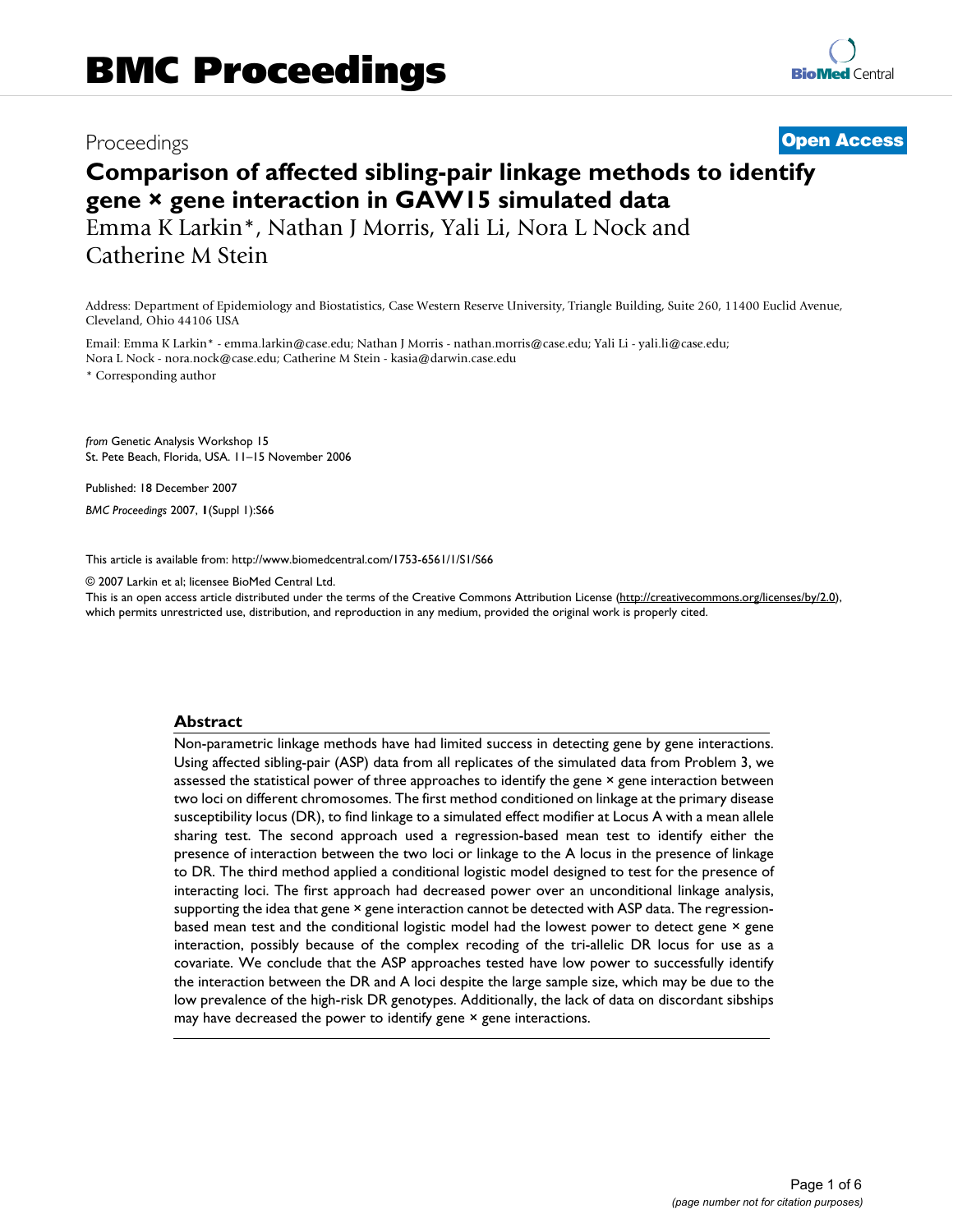# BMC Proceedings

Proceedings **Open Access**

# Comparison of affected sibling-pair linkage methods to identify gene × gene interaction in GAW15 simulated data

Emma K Larkin*, Nathan J Morris, Yali Li, Nora L Nock and Catherine M Stein

Address: Department of Epidemiology and Biostatistics, Case Western Reserve University, Triangle Building, Suite 260, 11400 Euclid Avenue, Cleveland, Ohio 44106 USA

Email: Emma K Larkin* - emma.larkin@case.edu; Nathan J Morris - nathan.morris@case.edu; Yali Li - yali.li@case.edu; Nora L Nock - nora.nock@case.edu; Catherine M Stein - kasia@darwin.case.edu

* Corresponding author

*from* Genetic Analysis Workshop 15
St. Pete Beach, Florida, USA. 11–15 November 2006

Published: 18 December 2007

*BMC Proceedings* 2007, **1**(Suppl 1):S66

This article is available from: http://www.biomedcentral.com/1753-6561/1/S1/S66

© 2007 Larkin et al; licensee BioMed Central Ltd.
This is an open access article distributed under the terms of the Creative Commons Attribution License (http://creativecommons.org/licenses/by/2.0), which permits unrestricted use, distribution, and reproduction in any medium, provided the original work is properly cited.

## Abstract

Non-parametric linkage methods have had limited success in detecting gene by gene interactions. Using affected sibling-pair (ASP) data from all replicates of the simulated data from Problem 3, we assessed the statistical power of three approaches to identify the gene × gene interaction between two loci on different chromosomes. The first method conditioned on linkage at the primary disease susceptibility locus (DR), to find linkage to a simulated effect modifier at Locus A with a mean allele sharing test. The second approach used a regression-based mean test to identify either the presence of interaction between the two loci or linkage to the A locus in the presence of linkage to DR. The third method applied a conditional logistic model designed to test for the presence of interacting loci. The first approach had decreased power over an unconditional linkage analysis, supporting the idea that gene × gene interaction cannot be detected with ASP data. The regression-based mean test and the conditional logistic model had the lowest power to detect gene × gene interaction, possibly because of the complex recoding of the tri-allelic DR locus for use as a covariate. We conclude that the ASP approaches tested have low power to successfully identify the interaction between the DR and A loci despite the large sample size, which may be due to the low prevalence of the high-risk DR genotypes. Additionally, the lack of data on discordant sibships may have decreased the power to identify gene × gene interactions.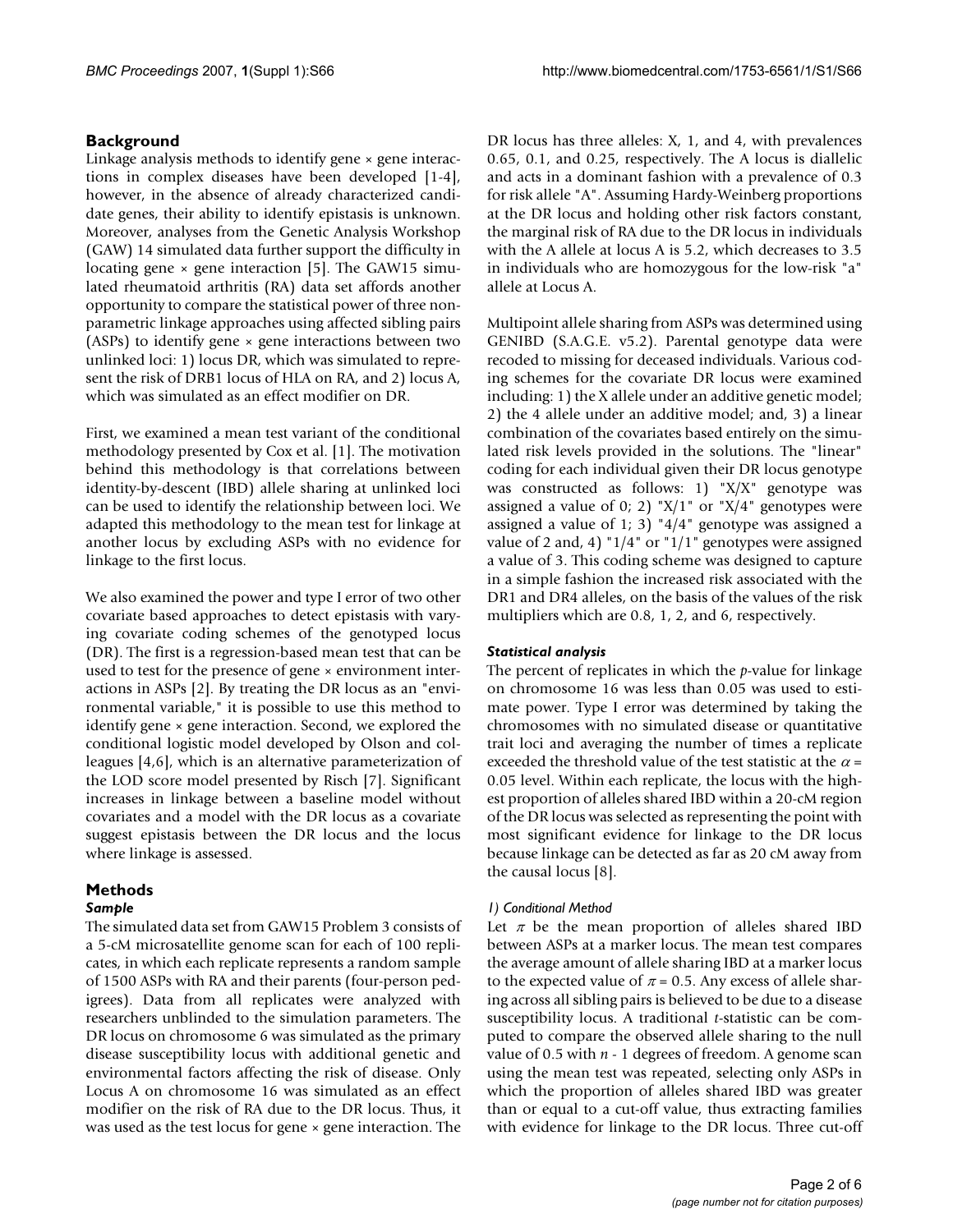## Background

Linkage analysis methods to identify gene × gene interactions in complex diseases have been developed [1-4], however, in the absence of already characterized candidate genes, their ability to identify epistasis is unknown. Moreover, analyses from the Genetic Analysis Workshop (GAW) 14 simulated data further support the difficulty in locating gene × gene interaction [5]. The GAW15 simulated rheumatoid arthritis (RA) data set affords another opportunity to compare the statistical power of three nonparametric linkage approaches using affected sibling pairs (ASPs) to identify gene × gene interactions between two unlinked loci: 1) locus DR, which was simulated to represent the risk of DRB1 locus of HLA on RA, and 2) locus A, which was simulated as an effect modifier on DR.

First, we examined a mean test variant of the conditional methodology presented by Cox et al. [1]. The motivation behind this methodology is that correlations between identity-by-descent (IBD) allele sharing at unlinked loci can be used to identify the relationship between loci. We adapted this methodology to the mean test for linkage at another locus by excluding ASPs with no evidence for linkage to the first locus.

We also examined the power and type I error of two other covariate based approaches to detect epistasis with varying covariate coding schemes of the genotyped locus (DR). The first is a regression-based mean test that can be used to test for the presence of gene × environment interactions in ASPs [2]. By treating the DR locus as an "environmental variable," it is possible to use this method to identify gene × gene interaction. Second, we explored the conditional logistic model developed by Olson and colleagues [4,6], which is an alternative parameterization of the LOD score model presented by Risch [7]. Significant increases in linkage between a baseline model without covariates and a model with the DR locus as a covariate suggest epistasis between the DR locus and the locus where linkage is assessed.

## Methods

### *Sample*

The simulated data set from GAW15 Problem 3 consists of a 5-cM microsatellite genome scan for each of 100 replicates, in which each replicate represents a random sample of 1500 ASPs with RA and their parents (four-person pedigrees). Data from all replicates were analyzed with researchers unblinded to the simulation parameters. The DR locus on chromosome 6 was simulated as the primary disease susceptibility locus with additional genetic and environmental factors affecting the risk of disease. Only Locus A on chromosome 16 was simulated as an effect modifier on the risk of RA due to the DR locus. Thus, it was used as the test locus for gene × gene interaction. The DR locus has three alleles: X, 1, and 4, with prevalences 0.65, 0.1, and 0.25, respectively. The A locus is diallelic and acts in a dominant fashion with a prevalence of 0.3 for risk allele "A". Assuming Hardy-Weinberg proportions at the DR locus and holding other risk factors constant, the marginal risk of RA due to the DR locus in individuals with the A allele at locus A is 5.2, which decreases to 3.5 in individuals who are homozygous for the low-risk "a" allele at Locus A.

Multipoint allele sharing from ASPs was determined using GENIBD (S.A.G.E. v5.2). Parental genotype data were recoded to missing for deceased individuals. Various coding schemes for the covariate DR locus were examined including: 1) the X allele under an additive genetic model; 2) the 4 allele under an additive model; and, 3) a linear combination of the covariates based entirely on the simulated risk levels provided in the solutions. The "linear" coding for each individual given their DR locus genotype was constructed as follows: 1) "X/X" genotype was assigned a value of 0; 2) "X/1" or "X/4" genotypes were assigned a value of 1; 3) "4/4" genotype was assigned a value of 2 and, 4) "1/4" or "1/1" genotypes were assigned a value of 3. This coding scheme was designed to capture in a simple fashion the increased risk associated with the DR1 and DR4 alleles, on the basis of the values of the risk multipliers which are 0.8, 1, 2, and 6, respectively.

### *Statistical analysis*

The percent of replicates in which the *p*-value for linkage on chromosome 16 was less than 0.05 was used to estimate power. Type I error was determined by taking the chromosomes with no simulated disease or quantitative trait loci and averaging the number of times a replicate exceeded the threshold value of the test statistic at the $\alpha$ = 0.05 level. Within each replicate, the locus with the highest proportion of alleles shared IBD within a 20-cM region of the DR locus was selected as representing the point with most significant evidence for linkage to the DR locus because linkage can be detected as far as 20 cM away from the causal locus [8].

#### *1) Conditional Method*

Let $\pi$ be the mean proportion of alleles shared IBD between ASPs at a marker locus. The mean test compares the average amount of allele sharing IBD at a marker locus to the expected value of $\pi$ = 0.5. Any excess of allele sharing across all sibling pairs is believed to be due to a disease susceptibility locus. A traditional *t*-statistic can be computed to compare the observed allele sharing to the null value of 0.5 with $n$ - 1 degrees of freedom. A genome scan using the mean test was repeated, selecting only ASPs in which the proportion of alleles shared IBD was greater than or equal to a cut-off value, thus extracting families with evidence for linkage to the DR locus. Three cut-off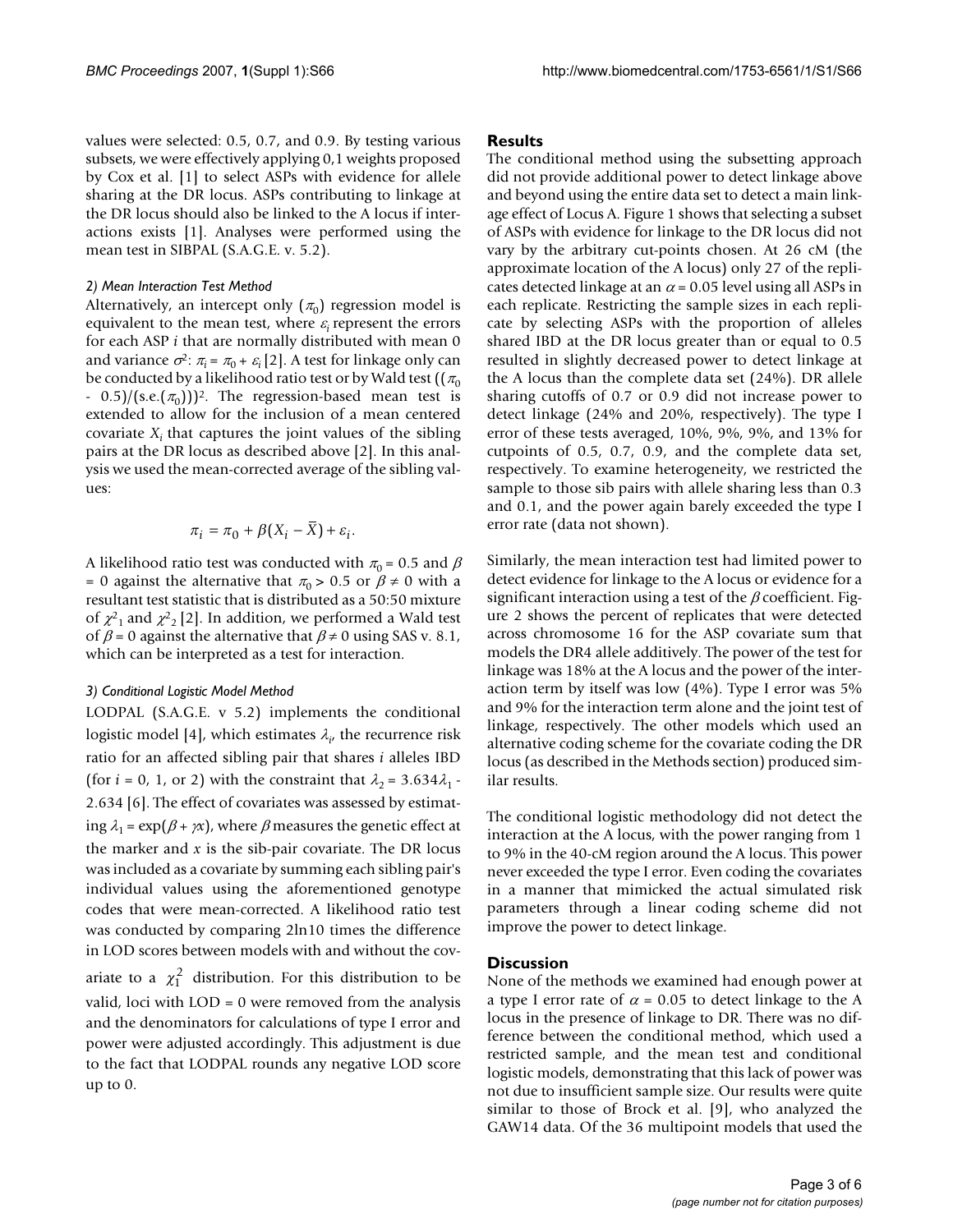values were selected: 0.5, 0.7, and 0.9. By testing various subsets, we were effectively applying 0,1 weights proposed by Cox et al. [1] to select ASPs with evidence for allele sharing at the DR locus. ASPs contributing to linkage at the DR locus should also be linked to the A locus if interactions exists [1]. Analyses were performed using the mean test in SIBPAL (S.A.G.E. v. 5.2).

#### *2) Mean Interaction Test Method*

Alternatively, an intercept only ($\pi_0$) regression model is equivalent to the mean test, where $\varepsilon_i$ represent the errors for each ASP $i$ that are normally distributed with mean 0 and variance $\sigma^2$: $\pi_i = \pi_0 + \varepsilon_i$ [2]. A test for linkage only can be conducted by a likelihood ratio test or by Wald test $((\pi_0 - 0.5)/(\text{s.e.}(\pi_0)))^2$. The regression-based mean test is extended to allow for the inclusion of a mean centered covariate $X_i$ that captures the joint values of the sibling pairs at the DR locus as described above [2]. In this analysis we used the mean-corrected average of the sibling values:

$$\pi_i = \pi_0 + \beta(X_i - \bar{X}) + \varepsilon_i.$$

A likelihood ratio test was conducted with $\pi_0 = 0.5$ and $\beta = 0$ against the alternative that $\pi_0 > 0.5$ or $\beta \neq 0$ with a resultant test statistic that is distributed as a 50:50 mixture of $\chi^2_1$ and $\chi^2_2$ [2]. In addition, we performed a Wald test of $\beta = 0$ against the alternative that $\beta \neq 0$ using SAS v. 8.1, which can be interpreted as a test for interaction.

#### *3) Conditional Logistic Model Method*

LODPAL (S.A.G.E. v 5.2) implements the conditional logistic model [4], which estimates $\lambda_i$, the recurrence risk ratio for an affected sibling pair that shares $i$ alleles IBD (for $i$ = 0, 1, or 2) with the constraint that $\lambda_2 = 3.634\lambda_1 - 2.634$ [6]. The effect of covariates was assessed by estimating $\lambda_1 = \exp(\beta + \gamma x)$, where $\beta$ measures the genetic effect at the marker and $x$ is the sib-pair covariate. The DR locus was included as a covariate by summing each sibling pair's individual values using the aforementioned genotype codes that were mean-corrected. A likelihood ratio test was conducted by comparing 2ln10 times the difference in LOD scores between models with and without the covariate to a $\chi^2_1$ distribution. For this distribution to be valid, loci with LOD = 0 were removed from the analysis and the denominators for calculations of type I error and power were adjusted accordingly. This adjustment is due to the fact that LODPAL rounds any negative LOD score up to 0.

## Results

The conditional method using the subsetting approach did not provide additional power to detect linkage above and beyond using the entire data set to detect a main linkage effect of Locus A. Figure 1 shows that selecting a subset of ASPs with evidence for linkage to the DR locus did not vary by the arbitrary cut-points chosen. At 26 cM (the approximate location of the A locus) only 27 of the replicates detected linkage at an $\alpha = 0.05$ level using all ASPs in each replicate. Restricting the sample sizes in each replicate by selecting ASPs with the proportion of alleles shared IBD at the DR locus greater than or equal to 0.5 resulted in slightly decreased power to detect linkage at the A locus than the complete data set (24%). DR allele sharing cutoffs of 0.7 or 0.9 did not increase power to detect linkage (24% and 20%, respectively). The type I error of these tests averaged, 10%, 9%, 9%, and 13% for cutpoints of 0.5, 0.7, 0.9, and the complete data set, respectively. To examine heterogeneity, we restricted the sample to those sib pairs with allele sharing less than 0.3 and 0.1, and the power again barely exceeded the type I error rate (data not shown).

Similarly, the mean interaction test had limited power to detect evidence for linkage to the A locus or evidence for a significant interaction using a test of the $\beta$ coefficient. Figure 2 shows the percent of replicates that were detected across chromosome 16 for the ASP covariate sum that models the DR4 allele additively. The power of the test for linkage was 18% at the A locus and the power of the interaction term by itself was low (4%). Type I error was 5% and 9% for the interaction term alone and the joint test of linkage, respectively. The other models which used an alternative coding scheme for the covariate coding the DR locus (as described in the Methods section) produced similar results.

The conditional logistic methodology did not detect the interaction at the A locus, with the power ranging from 1 to 9% in the 40-cM region around the A locus. This power never exceeded the type I error. Even coding the covariates in a manner that mimicked the actual simulated risk parameters through a linear coding scheme did not improve the power to detect linkage.

## Discussion

None of the methods we examined had enough power at a type I error rate of $\alpha = 0.05$ to detect linkage to the A locus in the presence of linkage to DR. There was no difference between the conditional method, which used a restricted sample, and the mean test and conditional logistic models, demonstrating that this lack of power was not due to insufficient sample size. Our results were quite similar to those of Brock et al. [9], who analyzed the GAW14 data. Of the 36 multipoint models that used the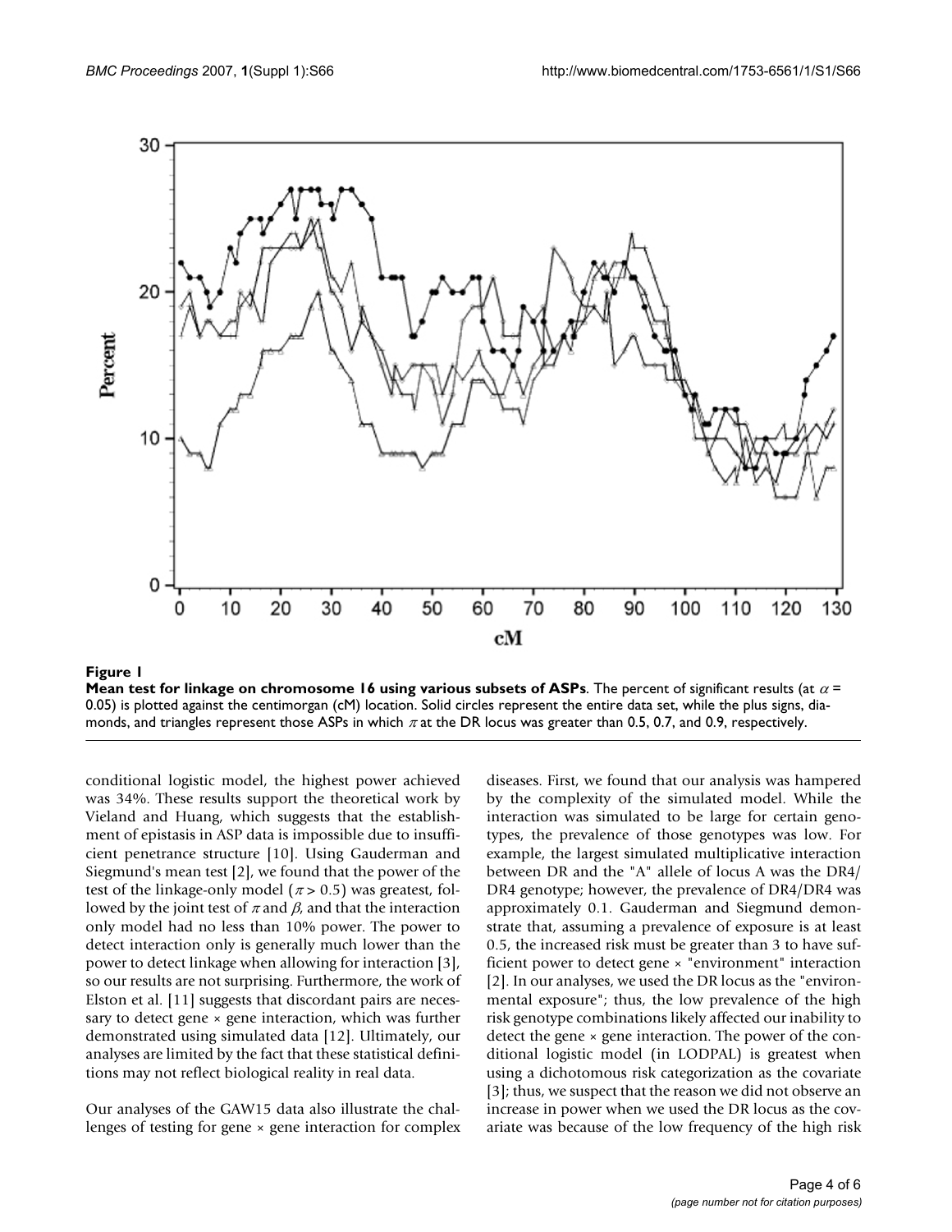**Figure 1**

**Mean test for linkage on chromosome 16 using various subsets of ASPs**. The percent of significant results (at $\alpha$ = 0.05) is plotted against the centimorgan (cM) location. Solid circles represent the entire data set, while the plus signs, diamonds, and triangles represent those ASPs in which $\pi$ at the DR locus was greater than 0.5, 0.7, and 0.9, respectively.

conditional logistic model, the highest power achieved was 34%. These results support the theoretical work by Vieland and Huang, which suggests that the establishment of epistasis in ASP data is impossible due to insufficient penetrance structure [10]. Using Gauderman and Siegmund's mean test [2], we found that the power of the test of the linkage-only model ($\pi > 0.5$) was greatest, followed by the joint test of $\pi$ and $\beta$, and that the interaction only model had no less than 10% power. The power to detect interaction only is generally much lower than the power to detect linkage when allowing for interaction [3], so our results are not surprising. Furthermore, the work of Elston et al. [11] suggests that discordant pairs are necessary to detect gene × gene interaction, which was further demonstrated using simulated data [12]. Ultimately, our analyses are limited by the fact that these statistical definitions may not reflect biological reality in real data.

Our analyses of the GAW15 data also illustrate the challenges of testing for gene × gene interaction for complex diseases. First, we found that our analysis was hampered by the complexity of the simulated model. While the interaction was simulated to be large for certain genotypes, the prevalence of those genotypes was low. For example, the largest simulated multiplicative interaction between DR and the "A" allele of locus A was the DR4/DR4 genotype; however, the prevalence of DR4/DR4 was approximately 0.1. Gauderman and Siegmund demonstrate that, assuming a prevalence of exposure is at least 0.5, the increased risk must be greater than 3 to have sufficient power to detect gene × "environment" interaction [2]. In our analyses, we used the DR locus as the "environmental exposure"; thus, the low prevalence of the high risk genotype combinations likely affected our inability to detect the gene × gene interaction. The power of the conditional logistic model (in LODPAL) is greatest when using a dichotomous risk categorization as the covariate [3]; thus, we suspect that the reason we did not observe an increase in power when we used the DR locus as the covariate was because of the low frequency of the high risk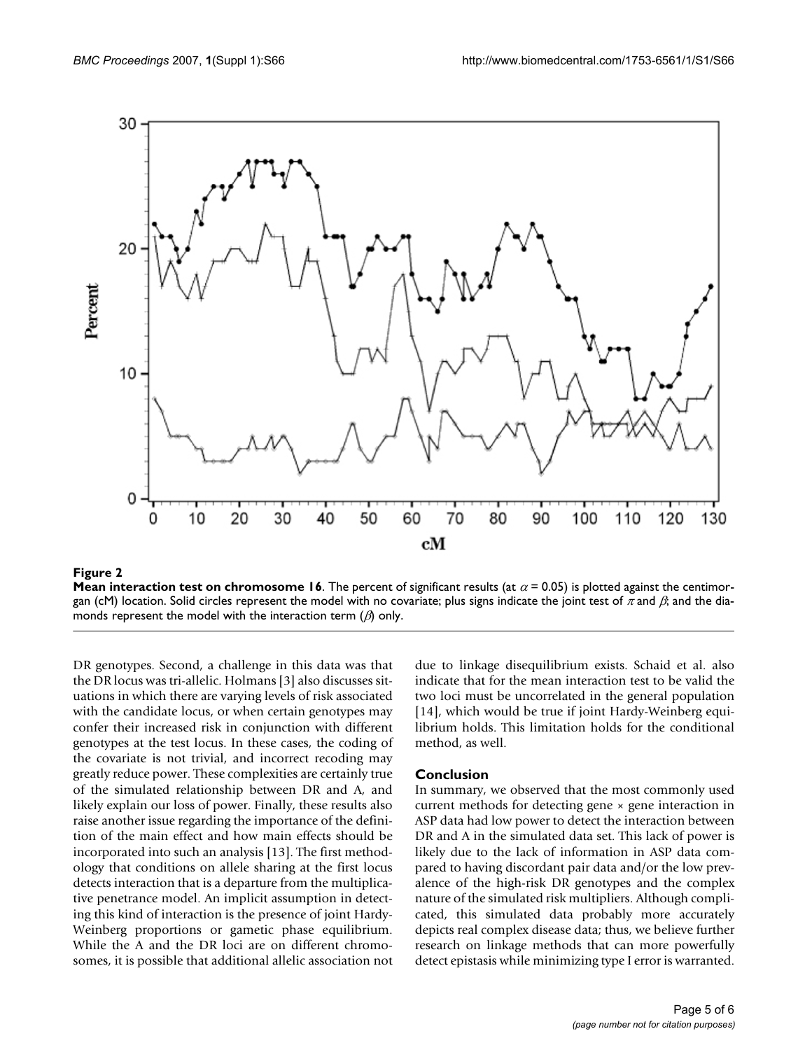**Figure 2**

**Mean interaction test on chromosome 16**. The percent of significant results (at $\alpha = 0.05$) is plotted against the centimorgan (cM) location. Solid circles represent the model with no covariate; plus signs indicate the joint test of $\pi$ and $\beta$; and the diamonds represent the model with the interaction term ($\beta$) only.

DR genotypes. Second, a challenge in this data was that the DR locus was tri-allelic. Holmans [3] also discusses situations in which there are varying levels of risk associated with the candidate locus, or when certain genotypes may confer their increased risk in conjunction with different genotypes at the test locus. In these cases, the coding of the covariate is not trivial, and incorrect recoding may greatly reduce power. These complexities are certainly true of the simulated relationship between DR and A, and likely explain our loss of power. Finally, these results also raise another issue regarding the importance of the definition of the main effect and how main effects should be incorporated into such an analysis [13]. The first methodology that conditions on allele sharing at the first locus detects interaction that is a departure from the multiplicative penetrance model. An implicit assumption in detecting this kind of interaction is the presence of joint Hardy-Weinberg proportions or gametic phase equilibrium. While the A and the DR loci are on different chromosomes, it is possible that additional allelic association not due to linkage disequilibrium exists. Schaid et al. also indicate that for the mean interaction test to be valid the two loci must be uncorrelated in the general population [14], which would be true if joint Hardy-Weinberg equilibrium holds. This limitation holds for the conditional method, as well.

## Conclusion

In summary, we observed that the most commonly used current methods for detecting gene × gene interaction in ASP data had low power to detect the interaction between DR and A in the simulated data set. This lack of power is likely due to the lack of information in ASP data compared to having discordant pair data and/or the low prevalence of the high-risk DR genotypes and the complex nature of the simulated risk multipliers. Although complicated, this simulated data probably more accurately depicts real complex disease data; thus, we believe further research on linkage methods that can more powerfully detect epistasis while minimizing type I error is warranted.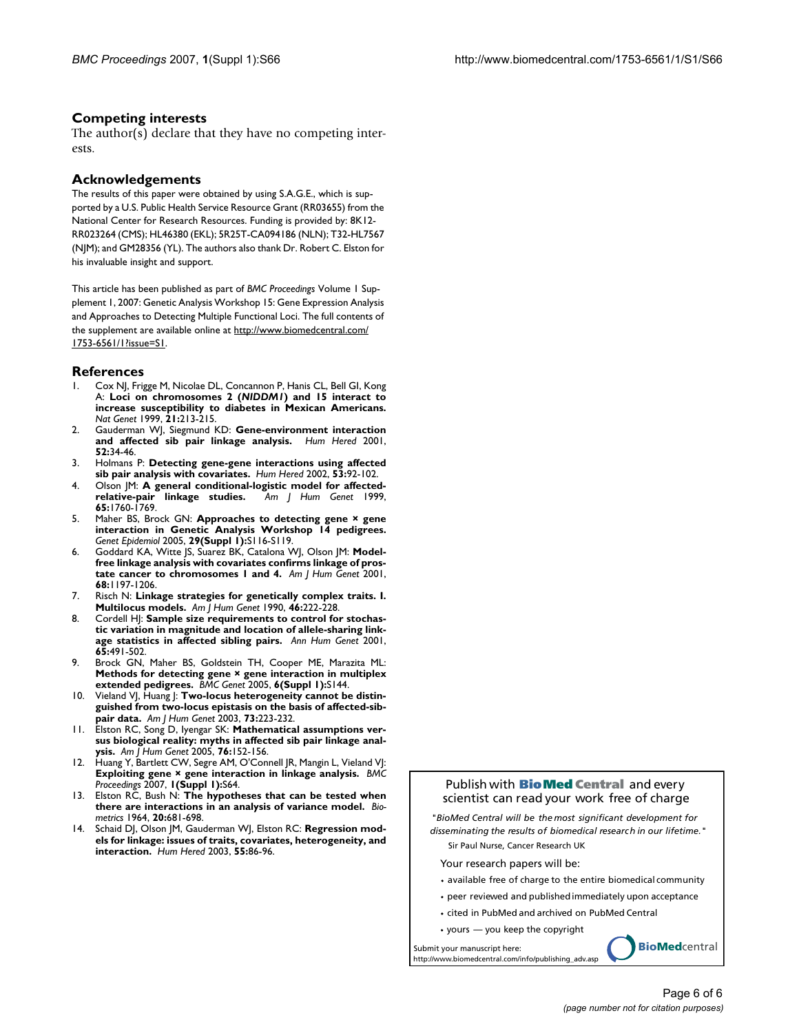## Competing interests

The author(s) declare that they have no competing interests.

## Acknowledgements

The results of this paper were obtained by using S.A.G.E., which is supported by a U.S. Public Health Service Resource Grant (RR03655) from the National Center for Research Resources. Funding is provided by: 8K12-RR023264 (CMS); HL46380 (EKL); 5R25T-CA094186 (NLN); T32-HL7567 (NJM); and GM28356 (YL). The authors also thank Dr. Robert C. Elston for his invaluable insight and support.

This article has been published as part of *BMC Proceedings* Volume 1 Supplement 1, 2007: Genetic Analysis Workshop 15: Gene Expression Analysis and Approaches to Detecting Multiple Functional Loci. The full contents of the supplement are available online at http://www.biomedcentral.com/1753-6561/1?issue=S1.

## References

1. Cox NJ, Frigge M, Nicolae DL, Concannon P, Hanis CL, Bell GI, Kong A: **Loci on chromosomes 2 (*NIDDM1*) and 15 interact to increase susceptibility to diabetes in Mexican Americans.** *Nat Genet* 1999, **21:**213-215.
2. Gauderman WJ, Siegmund KD: **Gene-environment interaction and affected sib pair linkage analysis.** *Hum Hered* 2001, **52:**34-46.
3. Holmans P: **Detecting gene-gene interactions using affected sib pair analysis with covariates.** *Hum Hered* 2002, **53:**92-102.
4. Olson JM: **A general conditional-logistic model for affected-relative-pair linkage studies.** *Am J Hum Genet* 1999, **65:**1760-1769.
5. Maher BS, Brock GN: **Approaches to detecting gene × gene interaction in Genetic Analysis Workshop 14 pedigrees.** *Genet Epidemiol* 2005, **29(Suppl 1):**S116-S119.
6. Goddard KA, Witte JS, Suarez BK, Catalona WJ, Olson JM: **Model-free linkage analysis with covariates confirms linkage of prostate cancer to chromosomes 1 and 4.** *Am J Hum Genet* 2001, **68:**1197-1206.
7. Risch N: **Linkage strategies for genetically complex traits. I. Multilocus models.** *Am J Hum Genet* 1990, **46:**222-228.
8. Cordell HJ: **Sample size requirements to control for stochastic variation in magnitude and location of allele-sharing linkage statistics in affected sibling pairs.** *Ann Hum Genet* 2001, **65:**491-502.
9. Brock GN, Maher BS, Goldstein TH, Cooper ME, Marazita ML: **Methods for detecting gene × gene interaction in multiplex extended pedigrees.** *BMC Genet* 2005, **6(Suppl 1):**S144.
10. Vieland VJ, Huang J: **Two-locus heterogeneity cannot be distinguished from two-locus epistasis on the basis of affected-sib-pair data.** *Am J Hum Genet* 2003, **73:**223-232.
11. Elston RC, Song D, Iyengar SK: **Mathematical assumptions versus biological reality: myths in affected sib pair linkage analysis.** *Am J Hum Genet* 2005, **76:**152-156.
12. Huang Y, Bartlett CW, Segre AM, O'Connell JR, Mangin L, Vieland VJ: **Exploiting gene × gene interaction in linkage analysis.** *BMC Proceedings* 2007, **1(Suppl 1):**S64.
13. Elston RC, Bush N: **The hypotheses that can be tested when there are interactions in an analysis of variance model.** *Biometrics* 1964, **20:**681-698.
14. Schaid DJ, Olson JM, Gauderman WJ, Elston RC: **Regression models for linkage: issues of traits, covariates, heterogeneity, and interaction.** *Hum Hered* 2003, **55:**86-96.

Publish with **BioMed Central** and every scientist can read your work free of charge

*"BioMed Central will be the most significant development for disseminating the results of biomedical research in our lifetime."*
Sir Paul Nurse, Cancer Research UK

Your research papers will be:

- available free of charge to the entire biomedical community
- peer reviewed and published immediately upon acceptance
- cited in PubMed and archived on PubMed Central
- yours — you keep the copyright

Submit your manuscript here:
http://www.biomedcentral.com/info/publishing_adv.asp

BioMedcentral